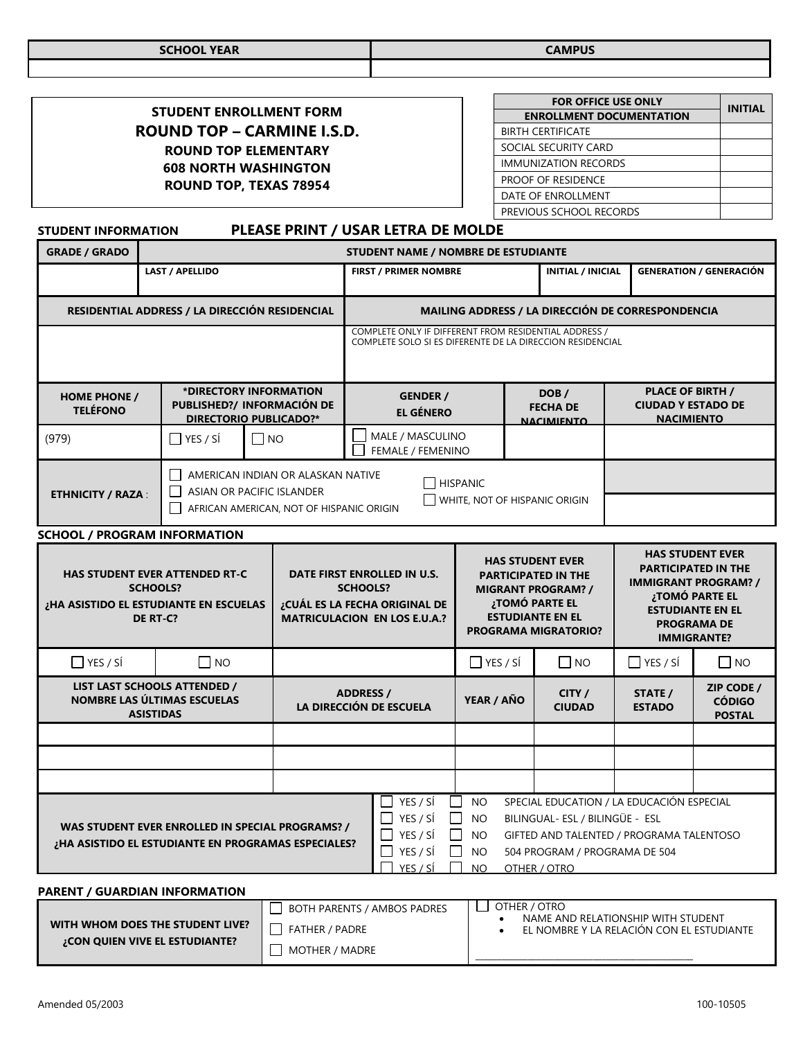| SCHOOL YEAR | CAMPUS |
|---|---|
| | |

**STUDENT ENROLLMENT FORM**
**ROUND TOP – CARMINE I.S.D.**
**ROUND TOP ELEMENTARY**
**608 NORTH WASHINGTON**
**ROUND TOP, TEXAS 78954**

| FOR OFFICE USE ONLY ENROLLMENT DOCUMENTATION | INITIAL |
|---|---|
| BIRTH CERTIFICATE | |
| SOCIAL SECURITY CARD | |
| IMMUNIZATION RECORDS | |
| PROOF OF RESIDENCE | |
| DATE OF ENROLLMENT | |
| PREVIOUS SCHOOL RECORDS | |

**STUDENT INFORMATION** **PLEASE PRINT / USAR LETRA DE MOLDE**

| GRADE / GRADO | STUDENT NAME / NOMBRE DE ESTUDIANTE | | | |
|---|---|---|---|---|
| | LAST / APELLIDO | FIRST / PRIMER NOMBRE | INITIAL / INICIAL | GENERATION / GENERACIÓN |

| RESIDENTIAL ADDRESS / LA DIRECCIÓN RESIDENCIAL | MAILING ADDRESS / LA DIRECCIÓN DE CORRESPONDENCIA |
|---|---|
| | COMPLETE ONLY IF DIFFERENT FROM RESIDENTIAL ADDRESS / COMPLETE SOLO SI ES DIFERENTE DE LA DIRECCION RESIDENCIAL |

| HOME PHONE / TELÉFONO | *DIRECTORY INFORMATION PUBLISHED?/ INFORMACIÓN DE DIRECTORIO PUBLICADO?* | | GENDER / EL GÉNERO | DOB / FECHA DE NACIMIENTO | PLACE OF BIRTH / CIUDAD Y ESTADO DE NACIMIENTO |
|---|---|---|---|---|---|
| (979) | ☐ YES / SÍ | ☐ NO | ☐ MALE / MASCULINO ☐ FEMALE / FEMENINO | | |

| ETHNICITY / RAZA : | ☐ AMERICAN INDIAN OR ALASKAN NATIVE ☐ ASIAN OR PACIFIC ISLANDER ☐ AFRICAN AMERICAN, NOT OF HISPANIC ORIGIN | ☐ HISPANIC ☐ WHITE, NOT OF HISPANIC ORIGIN | |
|---|---|---|---|

**SCHOOL / PROGRAM INFORMATION**

| HAS STUDENT EVER ATTENDED RT-C SCHOOLS? ¿HA ASISTIDO EL ESTUDIANTE EN ESCUELAS DE RT-C? | | DATE FIRST ENROLLED IN U.S. SCHOOLS? ¿CUÁL ES LA FECHA ORIGINAL DE MATRICULACION EN LOS E.U.A.? | HAS STUDENT EVER PARTICIPATED IN THE MIGRANT PROGRAM? / ¿TOMÓ PARTE EL ESTUDIANTE EN EL PROGRAMA MIGRATORIO? | | HAS STUDENT EVER PARTICIPATED IN THE IMMIGRANT PROGRAM? / ¿TOMÓ PARTE EL ESTUDIANTE EN EL PROGRAMA DE IMMIGRANTE? | |
|---|---|---|---|---|---|---|
| ☐ YES / SÍ | ☐ NO | | ☐ YES / SÍ | ☐ NO | ☐ YES / SÍ | ☐ NO |

| LIST LAST SCHOOLS ATTENDED / NOMBRE LAS ÚLTIMAS ESCUELAS ASISTIDAS | ADDRESS / LA DIRECCIÓN DE ESCUELA | YEAR / AÑO | CITY / CIUDAD | STATE / ESTADO | ZIP CODE / CÓDIGO POSTAL |
|---|---|---|---|---|---|
| | | | | | |
| | | | | | |
| | | | | | |

| WAS STUDENT EVER ENROLLED IN SPECIAL PROGRAMS? / ¿HA ASISTIDO EL ESTUDIANTE EN PROGRAMAS ESPECIALES? | | | |
|---|---|---|---|
| | ☐ YES / SÍ | ☐ NO | SPECIAL EDUCATION / LA EDUCACIÓN ESPECIAL |
| | ☐ YES / SÍ | ☐ NO | BILINGUAL- ESL / BILINGÜE - ESL |
| | ☐ YES / SÍ | ☐ NO | GIFTED AND TALENTED / PROGRAMA TALENTOSO |
| | ☐ YES / SÍ | ☐ NO | 504 PROGRAM / PROGRAMA DE 504 |
| | ☐ YES / SÍ | ☐ NO | OTHER / OTRO |

**PARENT / GUARDIAN INFORMATION**

| WITH WHOM DOES THE STUDENT LIVE? ¿CON QUIEN VIVE EL ESTUDIANTE? | ☐ BOTH PARENTS / AMBOS PADRES ☐ FATHER / PADRE ☐ MOTHER / MADRE | ☐ OTHER / OTRO • NAME AND RELATIONSHIP WITH STUDENT • EL NOMBRE Y LA RELACIÓN CON EL ESTUDIANTE ______________________________ |
|---|---|---|

Amended 05/2003 100-10505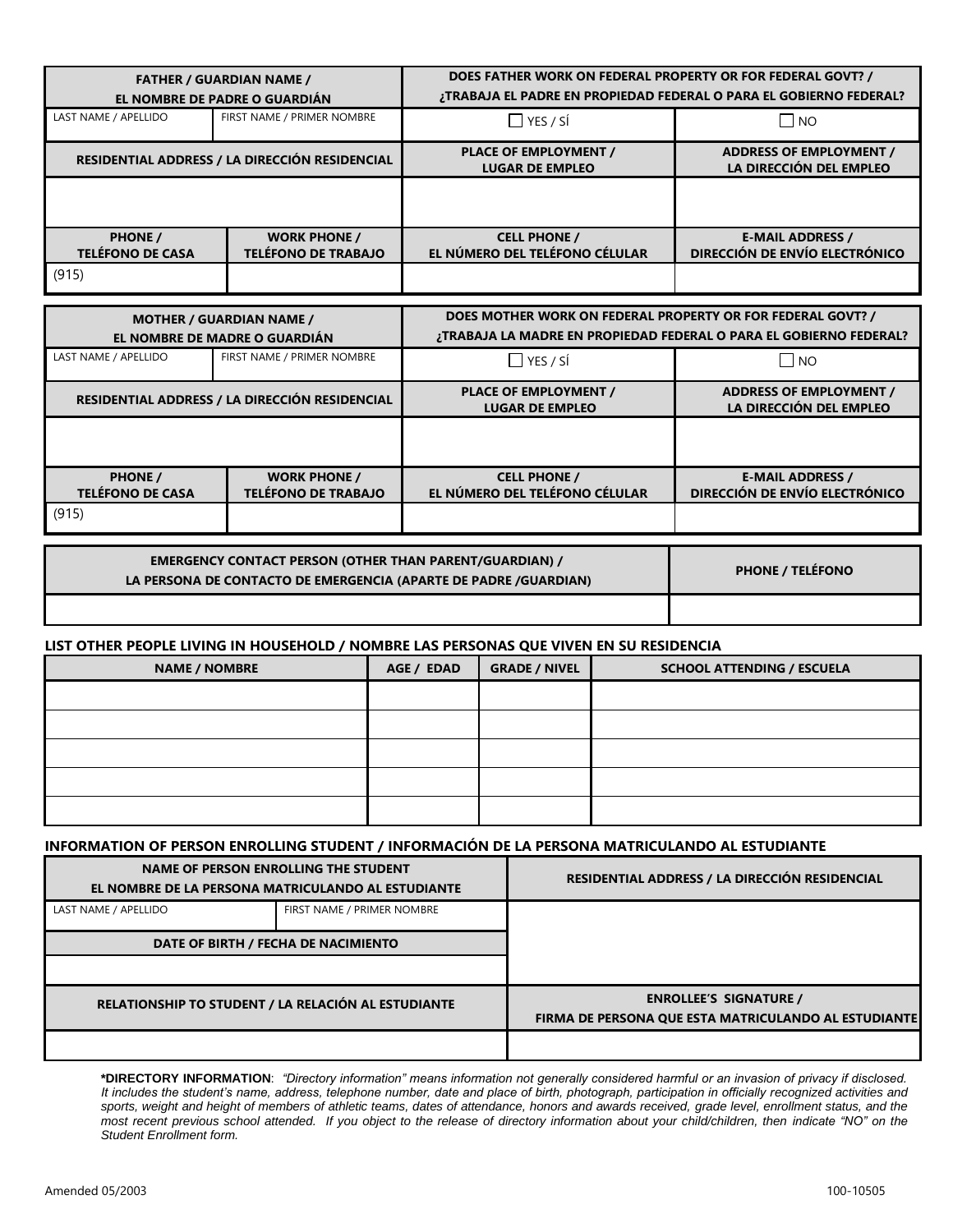| FATHER / GUARDIAN NAME / EL NOMBRE DE PADRE O GUARDIÁN | | DOES FATHER WORK ON FEDERAL PROPERTY OR FOR FEDERAL GOVT? / ¿TRABAJA EL PADRE EN PROPIEDAD FEDERAL O PARA EL GOBIERNO FEDERAL? | |
|---|---|---|---|
| LAST NAME / APELLIDO | FIRST NAME / PRIMER NOMBRE | ☐ YES / SÍ | ☐ NO |
| RESIDENTIAL ADDRESS / LA DIRECCIÓN RESIDENCIAL | | PLACE OF EMPLOYMENT / LUGAR DE EMPLEO | ADDRESS OF EMPLOYMENT / LA DIRECCIÓN DEL EMPLEO |
| | | | |
| PHONE / TELÉFONO DE CASA | WORK PHONE / TELÉFONO DE TRABAJO | CELL PHONE / EL NÚMERO DEL TELÉFONO CÉLULAR | E-MAIL ADDRESS / DIRECCIÓN DE ENVÍO ELECTRÓNICO |
| (915) | | | |

| MOTHER / GUARDIAN NAME / EL NOMBRE DE MADRE O GUARDIÁN | | DOES MOTHER WORK ON FEDERAL PROPERTY OR FOR FEDERAL GOVT? / ¿TRABAJA LA MADRE EN PROPIEDAD FEDERAL O PARA EL GOBIERNO FEDERAL? | |
|---|---|---|---|
| LAST NAME / APELLIDO | FIRST NAME / PRIMER NOMBRE | ☐ YES / SÍ | ☐ NO |
| RESIDENTIAL ADDRESS / LA DIRECCIÓN RESIDENCIAL | | PLACE OF EMPLOYMENT / LUGAR DE EMPLEO | ADDRESS OF EMPLOYMENT / LA DIRECCIÓN DEL EMPLEO |
| | | | |
| PHONE / TELÉFONO DE CASA | WORK PHONE / TELÉFONO DE TRABAJO | CELL PHONE / EL NÚMERO DEL TELÉFONO CÉLULAR | E-MAIL ADDRESS / DIRECCIÓN DE ENVÍO ELECTRÓNICO |
| (915) | | | |

| EMERGENCY CONTACT PERSON (OTHER THAN PARENT/GUARDIAN) / LA PERSONA DE CONTACTO DE EMERGENCIA (APARTE DE PADRE /GUARDIAN) | PHONE / TELÉFONO |
|---|---|
| | |

**LIST OTHER PEOPLE LIVING IN HOUSEHOLD / NOMBRE LAS PERSONAS QUE VIVEN EN SU RESIDENCIA**

| NAME / NOMBRE | AGE / EDAD | GRADE / NIVEL | SCHOOL ATTENDING / ESCUELA |
|---|---|---|---|
| | | | |
| | | | |
| | | | |
| | | | |
| | | | |

**INFORMATION OF PERSON ENROLLING STUDENT / INFORMACIÓN DE LA PERSONA MATRICULANDO AL ESTUDIANTE**

| NAME OF PERSON ENROLLING THE STUDENT EL NOMBRE DE LA PERSONA MATRICULANDO AL ESTUDIANTE | | RESIDENTIAL ADDRESS / LA DIRECCIÓN RESIDENCIAL |
|---|---|---|
| LAST NAME / APELLIDO | FIRST NAME / PRIMER NOMBRE | |
| DATE OF BIRTH / FECHA DE NACIMIENTO | | |
| | | |
| RELATIONSHIP TO STUDENT / LA RELACIÓN AL ESTUDIANTE | | ENROLLEE'S SIGNATURE / FIRMA DE PERSONA QUE ESTA MATRICULANDO AL ESTUDIANTE |
| | | |

**\*DIRECTORY INFORMATION**: *"Directory information" means information not generally considered harmful or an invasion of privacy if disclosed. It includes the student's name, address, telephone number, date and place of birth, photograph, participation in officially recognized activities and sports, weight and height of members of athletic teams, dates of attendance, honors and awards received, grade level, enrollment status, and the most recent previous school attended. If you object to the release of directory information about your child/children, then indicate "NO" on the Student Enrollment form.*

Amended 05/2003

100-10505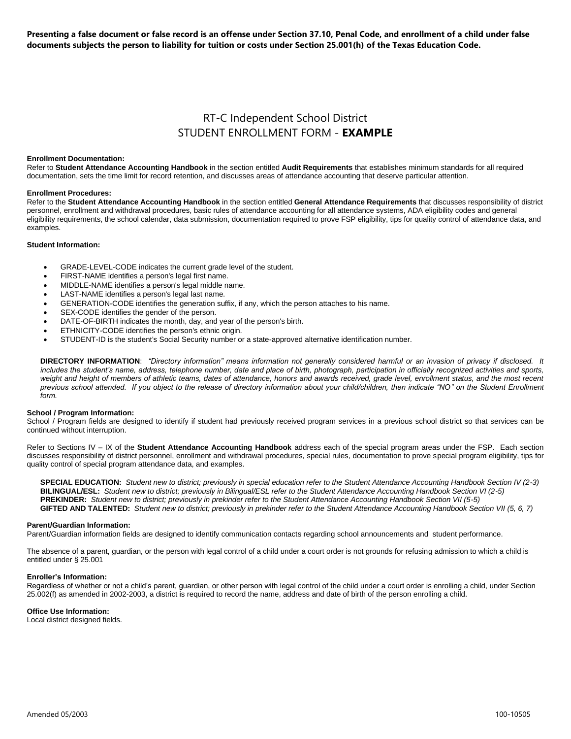**Presenting a false document or false record is an offense under Section 37.10, Penal Code, and enrollment of a child under false documents subjects the person to liability for tuition or costs under Section 25.001(h) of the Texas Education Code.**

# RT-C Independent School District
# STUDENT ENROLLMENT FORM - **EXAMPLE**

**Enrollment Documentation:**
Refer to **Student Attendance Accounting Handbook** in the section entitled **Audit Requirements** that establishes minimum standards for all required documentation, sets the time limit for record retention, and discusses areas of attendance accounting that deserve particular attention.

**Enrollment Procedures:**
Refer to the **Student Attendance Accounting Handbook** in the section entitled **General Attendance Requirements** that discusses responsibility of district personnel, enrollment and withdrawal procedures, basic rules of attendance accounting for all attendance systems, ADA eligibility codes and general eligibility requirements, the school calendar, data submission, documentation required to prove FSP eligibility, tips for quality control of attendance data, and examples.

**Student Information:**

- GRADE-LEVEL-CODE indicates the current grade level of the student.
- FIRST-NAME identifies a person's legal first name.
- MIDDLE-NAME identifies a person's legal middle name.
- LAST-NAME identifies a person's legal last name.
- GENERATION-CODE identifies the generation suffix, if any, which the person attaches to his name.
- SEX-CODE identifies the gender of the person.
- DATE-OF-BIRTH indicates the month, day, and year of the person's birth.
- ETHNICITY-CODE identifies the person's ethnic origin.
- STUDENT-ID is the student's Social Security number or a state-approved alternative identification number.

**DIRECTORY INFORMATION**: *"Directory information" means information not generally considered harmful or an invasion of privacy if disclosed. It includes the student's name, address, telephone number, date and place of birth, photograph, participation in officially recognized activities and sports, weight and height of members of athletic teams, dates of attendance, honors and awards received, grade level, enrollment status, and the most recent previous school attended. If you object to the release of directory information about your child/children, then indicate "NO" on the Student Enrollment form.*

**School / Program Information:**
School / Program fields are designed to identify if student had previously received program services in a previous school district so that services can be continued without interruption.

Refer to Sections IV – IX of the **Student Attendance Accounting Handbook** address each of the special program areas under the FSP. Each section discusses responsibility of district personnel, enrollment and withdrawal procedures, special rules, documentation to prove special program eligibility, tips for quality control of special program attendance data, and examples.

**SPECIAL EDUCATION:** *Student new to district; previously in special education refer to the Student Attendance Accounting Handbook Section IV (2-3)*
**BILINGUAL/ESL:** *Student new to district; previously in Bilingual/ESL refer to the Student Attendance Accounting Handbook Section VI (2-5)*
**PREKINDER:** *Student new to district; previously in prekinder refer to the Student Attendance Accounting Handbook Section VII (5-5)*
**GIFTED AND TALENTED:** *Student new to district; previously in prekinder refer to the Student Attendance Accounting Handbook Section VII (5, 6, 7)*

**Parent/Guardian Information:**
Parent/Guardian information fields are designed to identify communication contacts regarding school announcements and student performance.

The absence of a parent, guardian, or the person with legal control of a child under a court order is not grounds for refusing admission to which a child is entitled under § 25.001

**Enroller's Information:**
Regardless of whether or not a child's parent, guardian, or other person with legal control of the child under a court order is enrolling a child, under Section 25.002(f) as amended in 2002-2003, a district is required to record the name, address and date of birth of the person enrolling a child.

**Office Use Information:**
Local district designed fields.

Amended 05/2003 100-10505